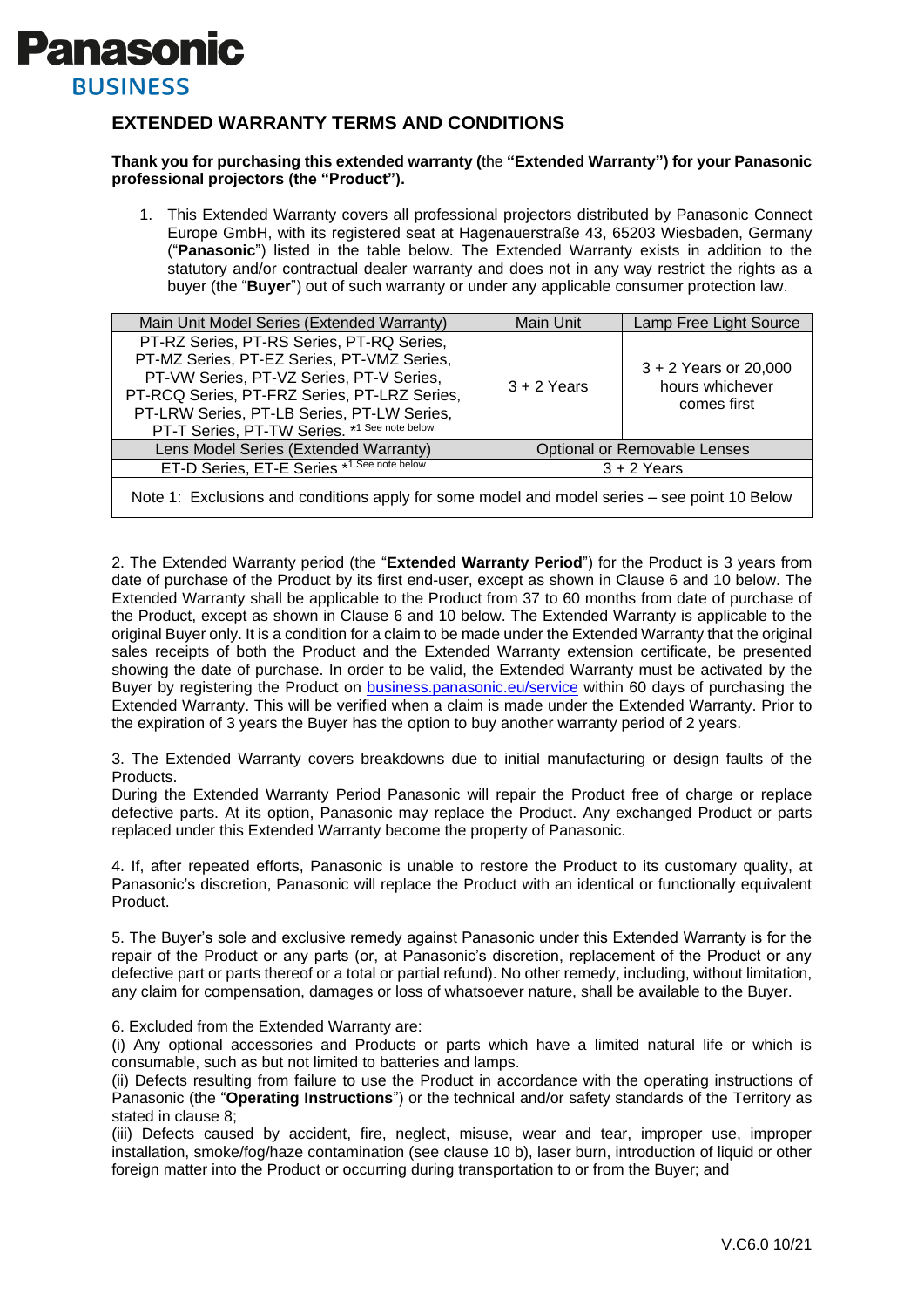**Panasonic**
**BUSINESS**

## EXTENDED WARRANTY TERMS AND CONDITIONS

**Thank you for purchasing this extended warranty (**the **"Extended Warranty") for your Panasonic professional projectors (the "Product").**

1. This Extended Warranty covers all professional projectors distributed by Panasonic Connect Europe GmbH, with its registered seat at Hagenauerstraße 43, 65203 Wiesbaden, Germany ("**Panasonic**") listed in the table below. The Extended Warranty exists in addition to the statutory and/or contractual dealer warranty and does not in any way restrict the rights as a buyer (the "**Buyer**") out of such warranty or under any applicable consumer protection law.

| Main Unit Model Series (Extended Warranty) | Main Unit | Lamp Free Light Source |
|---|---|---|
| PT-RZ Series, PT-RS Series, PT-RQ Series, PT-MZ Series, PT-EZ Series, PT-VMZ Series, PT-VW Series, PT-VZ Series, PT-V Series, PT-RCQ Series, PT-FRZ Series, PT-LRZ Series, PT-LRW Series, PT-LB Series, PT-LW Series, PT-T Series, PT-TW Series. *1 See note below | 3 + 2 Years | 3 + 2 Years or 20,000 hours whichever comes first |
| Lens Model Series (Extended Warranty) | Optional or Removable Lenses | |
| ET-D Series, ET-E Series *1 See note below | 3 + 2 Years | |
| Note 1: Exclusions and conditions apply for some model and model series – see point 10 Below | | |

2. The Extended Warranty period (the "**Extended Warranty Period**") for the Product is 3 years from date of purchase of the Product by its first end-user, except as shown in Clause 6 and 10 below. The Extended Warranty shall be applicable to the Product from 37 to 60 months from date of purchase of the Product, except as shown in Clause 6 and 10 below. The Extended Warranty is applicable to the original Buyer only. It is a condition for a claim to be made under the Extended Warranty that the original sales receipts of both the Product and the Extended Warranty extension certificate, be presented showing the date of purchase. In order to be valid, the Extended Warranty must be activated by the Buyer by registering the Product on [business.panasonic.eu/service](business.panasonic.eu/service) within 60 days of purchasing the Extended Warranty. This will be verified when a claim is made under the Extended Warranty. Prior to the expiration of 3 years the Buyer has the option to buy another warranty period of 2 years.

3. The Extended Warranty covers breakdowns due to initial manufacturing or design faults of the Products.
During the Extended Warranty Period Panasonic will repair the Product free of charge or replace defective parts. At its option, Panasonic may replace the Product. Any exchanged Product or parts replaced under this Extended Warranty become the property of Panasonic.

4. If, after repeated efforts, Panasonic is unable to restore the Product to its customary quality, at Panasonic's discretion, Panasonic will replace the Product with an identical or functionally equivalent Product.

5. The Buyer's sole and exclusive remedy against Panasonic under this Extended Warranty is for the repair of the Product or any parts (or, at Panasonic's discretion, replacement of the Product or any defective part or parts thereof or a total or partial refund). No other remedy, including, without limitation, any claim for compensation, damages or loss of whatsoever nature, shall be available to the Buyer.

6. Excluded from the Extended Warranty are:
(i) Any optional accessories and Products or parts which have a limited natural life or which is consumable, such as but not limited to batteries and lamps.
(ii) Defects resulting from failure to use the Product in accordance with the operating instructions of Panasonic (the "**Operating Instructions**") or the technical and/or safety standards of the Territory as stated in clause 8;
(iii) Defects caused by accident, fire, neglect, misuse, wear and tear, improper use, improper installation, smoke/fog/haze contamination (see clause 10 b), laser burn, introduction of liquid or other foreign matter into the Product or occurring during transportation to or from the Buyer; and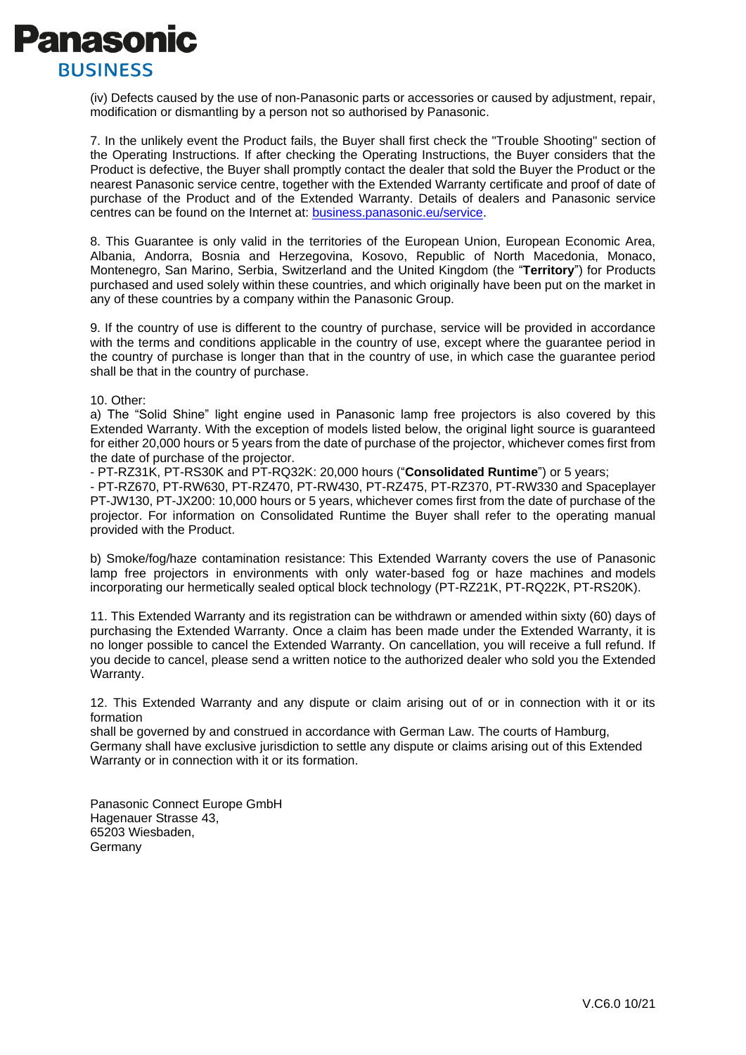(iv) Defects caused by the use of non-Panasonic parts or accessories or caused by adjustment, repair, modification or dismantling by a person not so authorised by Panasonic.

7. In the unlikely event the Product fails, the Buyer shall first check the "Trouble Shooting" section of the Operating Instructions. If after checking the Operating Instructions, the Buyer considers that the Product is defective, the Buyer shall promptly contact the dealer that sold the Buyer the Product or the nearest Panasonic service centre, together with the Extended Warranty certificate and proof of date of purchase of the Product and of the Extended Warranty. Details of dealers and Panasonic service centres can be found on the Internet at: business.panasonic.eu/service.

8. This Guarantee is only valid in the territories of the European Union, European Economic Area, Albania, Andorra, Bosnia and Herzegovina, Kosovo, Republic of North Macedonia, Monaco, Montenegro, San Marino, Serbia, Switzerland and the United Kingdom (the "**Territory**") for Products purchased and used solely within these countries, and which originally have been put on the market in any of these countries by a company within the Panasonic Group.

9. If the country of use is different to the country of purchase, service will be provided in accordance with the terms and conditions applicable in the country of use, except where the guarantee period in the country of purchase is longer than that in the country of use, in which case the guarantee period shall be that in the country of purchase.

10. Other:
a) The "Solid Shine" light engine used in Panasonic lamp free projectors is also covered by this Extended Warranty. With the exception of models listed below, the original light source is guaranteed for either 20,000 hours or 5 years from the date of purchase of the projector, whichever comes first from the date of purchase of the projector.
- PT-RZ31K, PT-RS30K and PT-RQ32K: 20,000 hours ("**Consolidated Runtime**") or 5 years;
- PT-RZ670, PT-RW630, PT-RZ470, PT-RW430, PT-RZ475, PT-RZ370, PT-RW330 and Spaceplayer PT-JW130, PT-JX200: 10,000 hours or 5 years, whichever comes first from the date of purchase of the projector. For information on Consolidated Runtime the Buyer shall refer to the operating manual provided with the Product.

b) Smoke/fog/haze contamination resistance: This Extended Warranty covers the use of Panasonic lamp free projectors in environments with only water-based fog or haze machines and models incorporating our hermetically sealed optical block technology (PT-RZ21K, PT-RQ22K, PT-RS20K).

11. This Extended Warranty and its registration can be withdrawn or amended within sixty (60) days of purchasing the Extended Warranty. Once a claim has been made under the Extended Warranty, it is no longer possible to cancel the Extended Warranty. On cancellation, you will receive a full refund. If you decide to cancel, please send a written notice to the authorized dealer who sold you the Extended Warranty.

12. This Extended Warranty and any dispute or claim arising out of or in connection with it or its formation
shall be governed by and construed in accordance with German Law. The courts of Hamburg, Germany shall have exclusive jurisdiction to settle any dispute or claims arising out of this Extended Warranty or in connection with it or its formation.

Panasonic Connect Europe GmbH
Hagenauer Strasse 43,
65203 Wiesbaden,
Germany

V.C6.0 10/21